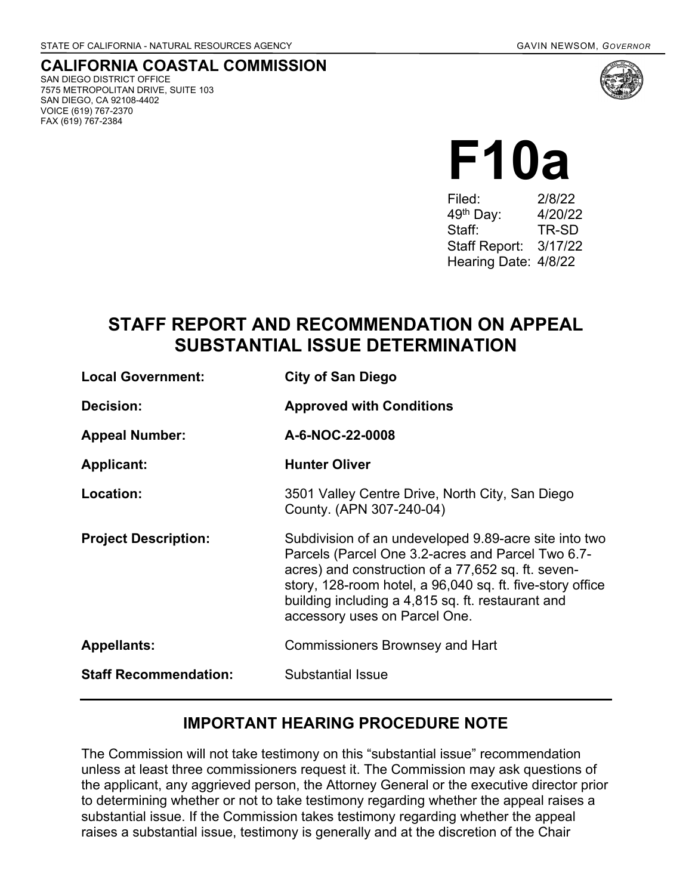STATE OF CALIFORNIA - NATURAL RESOURCES AGENCY

GAVIN NEWSOM, *GOVERNOR*

**CALIFORNIA COASTAL COMMISSION**
SAN DIEGO DISTRICT OFFICE
7575 METROPOLITAN DRIVE, SUITE 103
SAN DIEGO, CA 92108-4402
VOICE (619) 767-2370
FAX (619) 767-2384

# F10a

Filed: 2/8/22
49th Day: 4/20/22
Staff: TR-SD
Staff Report: 3/17/22
Hearing Date: 4/8/22

## STAFF REPORT AND RECOMMENDATION ON APPEAL SUBSTANTIAL ISSUE DETERMINATION

**Local Government:** **City of San Diego**

**Decision:** **Approved with Conditions**

**Appeal Number:** **A-6-NOC-22-0008**

**Applicant:** **Hunter Oliver**

**Location:** 3501 Valley Centre Drive, North City, San Diego County. (APN 307-240-04)

**Project Description:** Subdivision of an undeveloped 9.89-acre site into two Parcels (Parcel One 3.2-acres and Parcel Two 6.7-acres) and construction of a 77,652 sq. ft. seven-story, 128-room hotel, a 96,040 sq. ft. five-story office building including a 4,815 sq. ft. restaurant and accessory uses on Parcel One.

**Appellants:** Commissioners Brownsey and Hart

**Staff Recommendation:** Substantial Issue

## IMPORTANT HEARING PROCEDURE NOTE

The Commission will not take testimony on this "substantial issue" recommendation unless at least three commissioners request it. The Commission may ask questions of the applicant, any aggrieved person, the Attorney General or the executive director prior to determining whether or not to take testimony regarding whether the appeal raises a substantial issue. If the Commission takes testimony regarding whether the appeal raises a substantial issue, testimony is generally and at the discretion of the Chair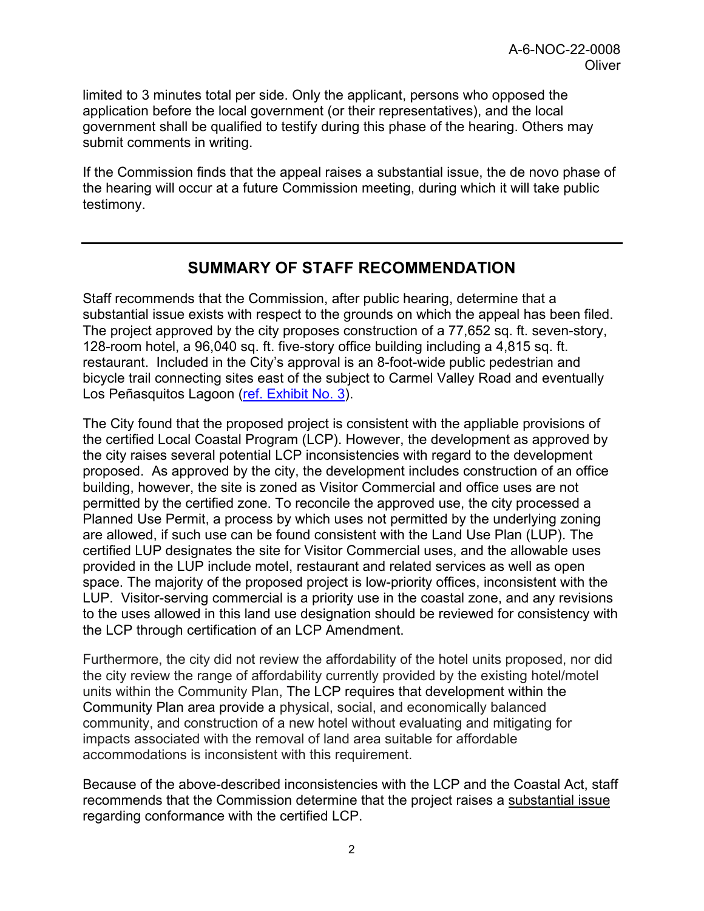limited to 3 minutes total per side. Only the applicant, persons who opposed the application before the local government (or their representatives), and the local government shall be qualified to testify during this phase of the hearing. Others may submit comments in writing.

If the Commission finds that the appeal raises a substantial issue, the de novo phase of the hearing will occur at a future Commission meeting, during which it will take public testimony.

---

## SUMMARY OF STAFF RECOMMENDATION

Staff recommends that the Commission, after public hearing, determine that a substantial issue exists with respect to the grounds on which the appeal has been filed. The project approved by the city proposes construction of a 77,652 sq. ft. seven-story, 128-room hotel, a 96,040 sq. ft. five-story office building including a 4,815 sq. ft. restaurant. Included in the City's approval is an 8-foot-wide public pedestrian and bicycle trail connecting sites east of the subject to Carmel Valley Road and eventually Los Peñasquitos Lagoon (ref. Exhibit No. 3).

The City found that the proposed project is consistent with the appliable provisions of the certified Local Coastal Program (LCP). However, the development as approved by the city raises several potential LCP inconsistencies with regard to the development proposed. As approved by the city, the development includes construction of an office building, however, the site is zoned as Visitor Commercial and office uses are not permitted by the certified zone. To reconcile the approved use, the city processed a Planned Use Permit, a process by which uses not permitted by the underlying zoning are allowed, if such use can be found consistent with the Land Use Plan (LUP). The certified LUP designates the site for Visitor Commercial uses, and the allowable uses provided in the LUP include motel, restaurant and related services as well as open space. The majority of the proposed project is low-priority offices, inconsistent with the LUP. Visitor-serving commercial is a priority use in the coastal zone, and any revisions to the uses allowed in this land use designation should be reviewed for consistency with the LCP through certification of an LCP Amendment.

Furthermore, the city did not review the affordability of the hotel units proposed, nor did the city review the range of affordability currently provided by the existing hotel/motel units within the Community Plan, The LCP requires that development within the Community Plan area provide a physical, social, and economically balanced community, and construction of a new hotel without evaluating and mitigating for impacts associated with the removal of land area suitable for affordable accommodations is inconsistent with this requirement.

Because of the above-described inconsistencies with the LCP and the Coastal Act, staff recommends that the Commission determine that the project raises a substantial issue regarding conformance with the certified LCP.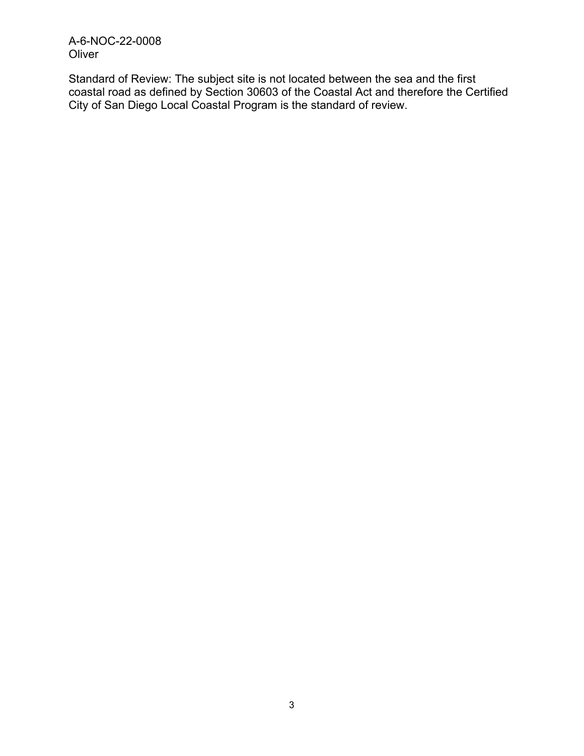Standard of Review: The subject site is not located between the sea and the first coastal road as defined by Section 30603 of the Coastal Act and therefore the Certified City of San Diego Local Coastal Program is the standard of review.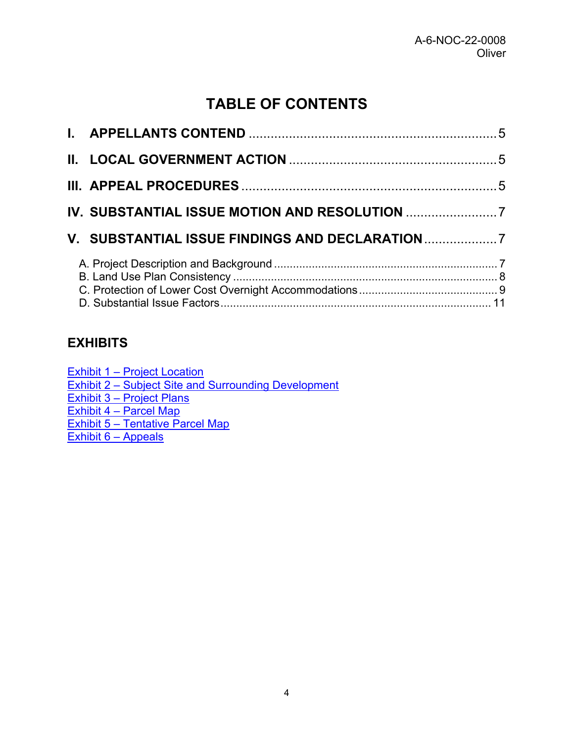# TABLE OF CONTENTS

**I. APPELLANTS CONTEND** .................................................................... 5

**II. LOCAL GOVERNMENT ACTION** ........................................................ 5

**III. APPEAL PROCEDURES** ..................................................................... 5

**IV. SUBSTANTIAL ISSUE MOTION AND RESOLUTION** ......................... 7

**V. SUBSTANTIAL ISSUE FINDINGS AND DECLARATION** .................... 7

A. Project Description and Background ..................................................................... 7
B. Land Use Plan Consistency ................................................................................... 8
C. Protection of Lower Cost Overnight Accommodations ........................................... 9
D. Substantial Issue Factors ..................................................................................... 11

## EXHIBITS

Exhibit 1 – Project Location
Exhibit 2 – Subject Site and Surrounding Development
Exhibit 3 – Project Plans
Exhibit 4 – Parcel Map
Exhibit 5 – Tentative Parcel Map
Exhibit 6 – Appeals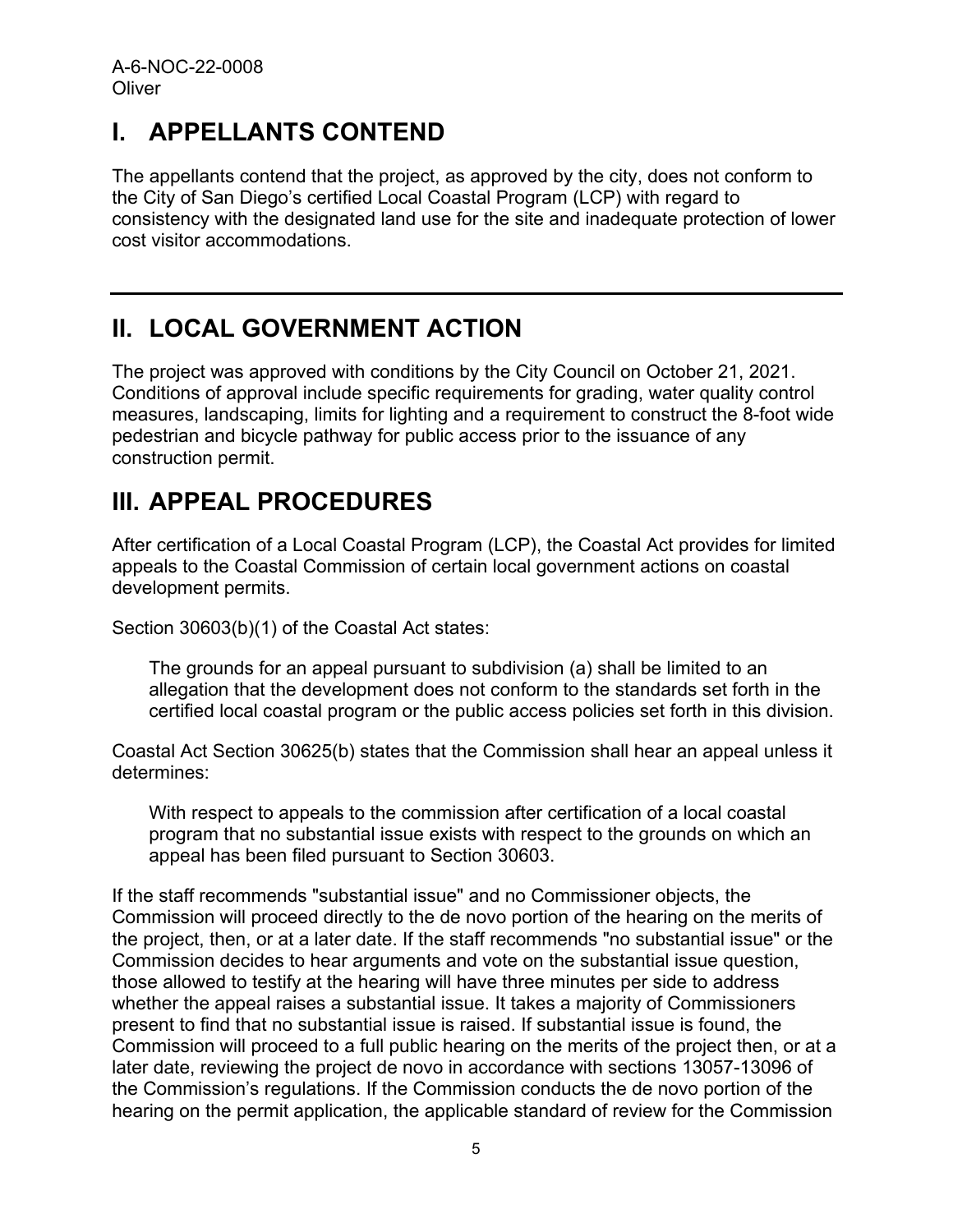# I. APPELLANTS CONTEND

The appellants contend that the project, as approved by the city, does not conform to the City of San Diego's certified Local Coastal Program (LCP) with regard to consistency with the designated land use for the site and inadequate protection of lower cost visitor accommodations.

---

# II. LOCAL GOVERNMENT ACTION

The project was approved with conditions by the City Council on October 21, 2021. Conditions of approval include specific requirements for grading, water quality control measures, landscaping, limits for lighting and a requirement to construct the 8-foot wide pedestrian and bicycle pathway for public access prior to the issuance of any construction permit.

# III. APPEAL PROCEDURES

After certification of a Local Coastal Program (LCP), the Coastal Act provides for limited appeals to the Coastal Commission of certain local government actions on coastal development permits.

Section 30603(b)(1) of the Coastal Act states:

> The grounds for an appeal pursuant to subdivision (a) shall be limited to an allegation that the development does not conform to the standards set forth in the certified local coastal program or the public access policies set forth in this division.

Coastal Act Section 30625(b) states that the Commission shall hear an appeal unless it determines:

> With respect to appeals to the commission after certification of a local coastal program that no substantial issue exists with respect to the grounds on which an appeal has been filed pursuant to Section 30603.

If the staff recommends "substantial issue" and no Commissioner objects, the Commission will proceed directly to the de novo portion of the hearing on the merits of the project, then, or at a later date. If the staff recommends "no substantial issue" or the Commission decides to hear arguments and vote on the substantial issue question, those allowed to testify at the hearing will have three minutes per side to address whether the appeal raises a substantial issue. It takes a majority of Commissioners present to find that no substantial issue is raised. If substantial issue is found, the Commission will proceed to a full public hearing on the merits of the project then, or at a later date, reviewing the project de novo in accordance with sections 13057-13096 of the Commission's regulations. If the Commission conducts the de novo portion of the hearing on the permit application, the applicable standard of review for the Commission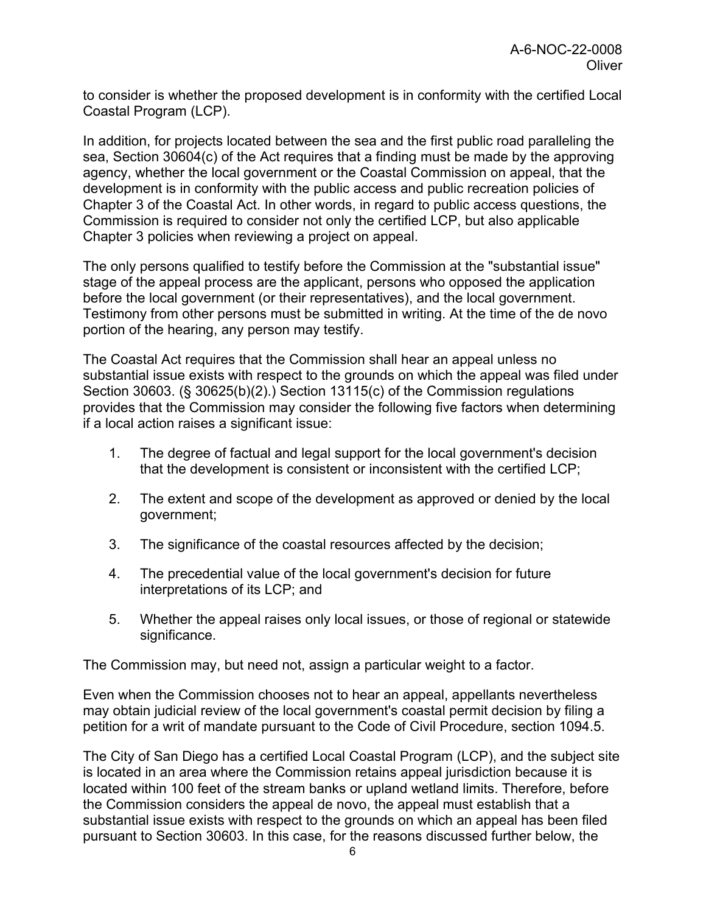to consider is whether the proposed development is in conformity with the certified Local Coastal Program (LCP).

In addition, for projects located between the sea and the first public road paralleling the sea, Section 30604(c) of the Act requires that a finding must be made by the approving agency, whether the local government or the Coastal Commission on appeal, that the development is in conformity with the public access and public recreation policies of Chapter 3 of the Coastal Act. In other words, in regard to public access questions, the Commission is required to consider not only the certified LCP, but also applicable Chapter 3 policies when reviewing a project on appeal.

The only persons qualified to testify before the Commission at the "substantial issue" stage of the appeal process are the applicant, persons who opposed the application before the local government (or their representatives), and the local government. Testimony from other persons must be submitted in writing. At the time of the de novo portion of the hearing, any person may testify.

The Coastal Act requires that the Commission shall hear an appeal unless no substantial issue exists with respect to the grounds on which the appeal was filed under Section 30603. (§ 30625(b)(2).) Section 13115(c) of the Commission regulations provides that the Commission may consider the following five factors when determining if a local action raises a significant issue:

1. The degree of factual and legal support for the local government's decision that the development is consistent or inconsistent with the certified LCP;
2. The extent and scope of the development as approved or denied by the local government;
3. The significance of the coastal resources affected by the decision;
4. The precedential value of the local government's decision for future interpretations of its LCP; and
5. Whether the appeal raises only local issues, or those of regional or statewide significance.

The Commission may, but need not, assign a particular weight to a factor.

Even when the Commission chooses not to hear an appeal, appellants nevertheless may obtain judicial review of the local government's coastal permit decision by filing a petition for a writ of mandate pursuant to the Code of Civil Procedure, section 1094.5.

The City of San Diego has a certified Local Coastal Program (LCP), and the subject site is located in an area where the Commission retains appeal jurisdiction because it is located within 100 feet of the stream banks or upland wetland limits. Therefore, before the Commission considers the appeal de novo, the appeal must establish that a substantial issue exists with respect to the grounds on which an appeal has been filed pursuant to Section 30603. In this case, for the reasons discussed further below, the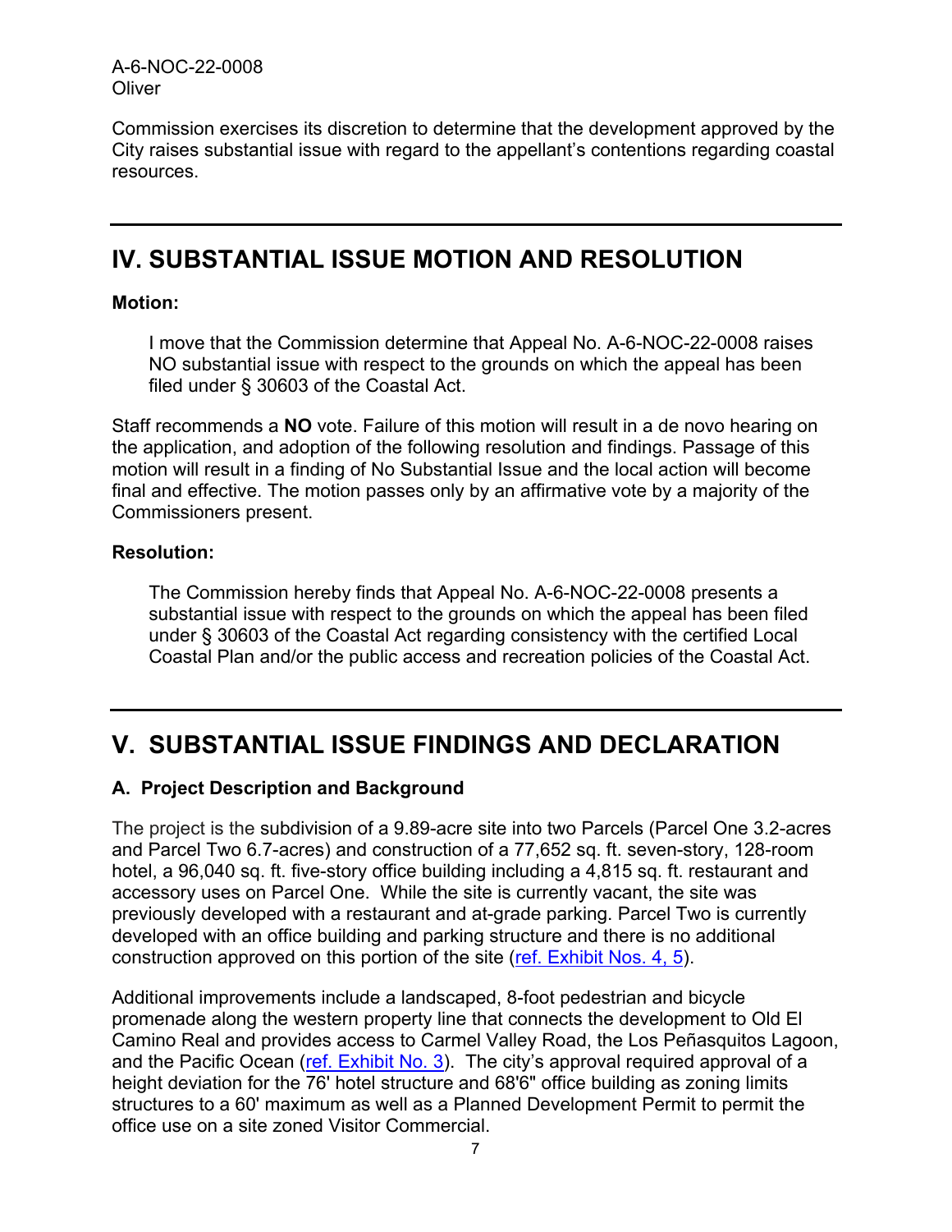Commission exercises its discretion to determine that the development approved by the City raises substantial issue with regard to the appellant's contentions regarding coastal resources.

# IV. SUBSTANTIAL ISSUE MOTION AND RESOLUTION

**Motion:**

> I move that the Commission determine that Appeal No. A-6-NOC-22-0008 raises NO substantial issue with respect to the grounds on which the appeal has been filed under § 30603 of the Coastal Act.

Staff recommends a **NO** vote. Failure of this motion will result in a de novo hearing on the application, and adoption of the following resolution and findings. Passage of this motion will result in a finding of No Substantial Issue and the local action will become final and effective. The motion passes only by an affirmative vote by a majority of the Commissioners present.

**Resolution:**

> The Commission hereby finds that Appeal No. A-6-NOC-22-0008 presents a substantial issue with respect to the grounds on which the appeal has been filed under § 30603 of the Coastal Act regarding consistency with the certified Local Coastal Plan and/or the public access and recreation policies of the Coastal Act.

# V. SUBSTANTIAL ISSUE FINDINGS AND DECLARATION

## A. Project Description and Background

The project is the subdivision of a 9.89-acre site into two Parcels (Parcel One 3.2-acres and Parcel Two 6.7-acres) and construction of a 77,652 sq. ft. seven-story, 128-room hotel, a 96,040 sq. ft. five-story office building including a 4,815 sq. ft. restaurant and accessory uses on Parcel One. While the site is currently vacant, the site was previously developed with a restaurant and at-grade parking. Parcel Two is currently developed with an office building and parking structure and there is no additional construction approved on this portion of the site (ref. Exhibit Nos. 4, 5).

Additional improvements include a landscaped, 8-foot pedestrian and bicycle promenade along the western property line that connects the development to Old El Camino Real and provides access to Carmel Valley Road, the Los Peñasquitos Lagoon, and the Pacific Ocean (ref. Exhibit No. 3). The city's approval required approval of a height deviation for the 76' hotel structure and 68'6" office building as zoning limits structures to a 60' maximum as well as a Planned Development Permit to permit the office use on a site zoned Visitor Commercial.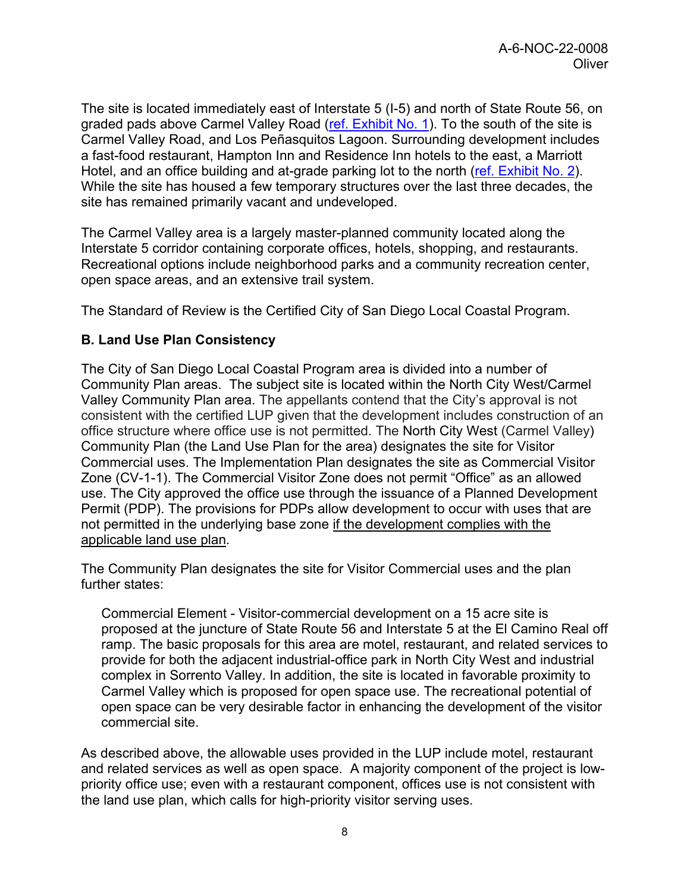The site is located immediately east of Interstate 5 (I-5) and north of State Route 56, on graded pads above Carmel Valley Road (ref. Exhibit No. 1). To the south of the site is Carmel Valley Road, and Los Peñasquitos Lagoon. Surrounding development includes a fast-food restaurant, Hampton Inn and Residence Inn hotels to the east, a Marriott Hotel, and an office building and at-grade parking lot to the north (ref. Exhibit No. 2). While the site has housed a few temporary structures over the last three decades, the site has remained primarily vacant and undeveloped.

The Carmel Valley area is a largely master-planned community located along the Interstate 5 corridor containing corporate offices, hotels, shopping, and restaurants. Recreational options include neighborhood parks and a community recreation center, open space areas, and an extensive trail system.

The Standard of Review is the Certified City of San Diego Local Coastal Program.

**B. Land Use Plan Consistency**

The City of San Diego Local Coastal Program area is divided into a number of Community Plan areas. The subject site is located within the North City West/Carmel Valley Community Plan area. The appellants contend that the City's approval is not consistent with the certified LUP given that the development includes construction of an office structure where office use is not permitted. The North City West (Carmel Valley) Community Plan (the Land Use Plan for the area) designates the site for Visitor Commercial uses. The Implementation Plan designates the site as Commercial Visitor Zone (CV-1-1). The Commercial Visitor Zone does not permit "Office" as an allowed use. The City approved the office use through the issuance of a Planned Development Permit (PDP). The provisions for PDPs allow development to occur with uses that are not permitted in the underlying base zone <u>if the development complies with the applicable land use plan</u>.

The Community Plan designates the site for Visitor Commercial uses and the plan further states:

> Commercial Element - Visitor-commercial development on a 15 acre site is proposed at the juncture of State Route 56 and Interstate 5 at the El Camino Real off ramp. The basic proposals for this area are motel, restaurant, and related services to provide for both the adjacent industrial-office park in North City West and industrial complex in Sorrento Valley. In addition, the site is located in favorable proximity to Carmel Valley which is proposed for open space use. The recreational potential of open space can be very desirable factor in enhancing the development of the visitor commercial site.

As described above, the allowable uses provided in the LUP include motel, restaurant and related services as well as open space. A majority component of the project is low-priority office use; even with a restaurant component, offices use is not consistent with the land use plan, which calls for high-priority visitor serving uses.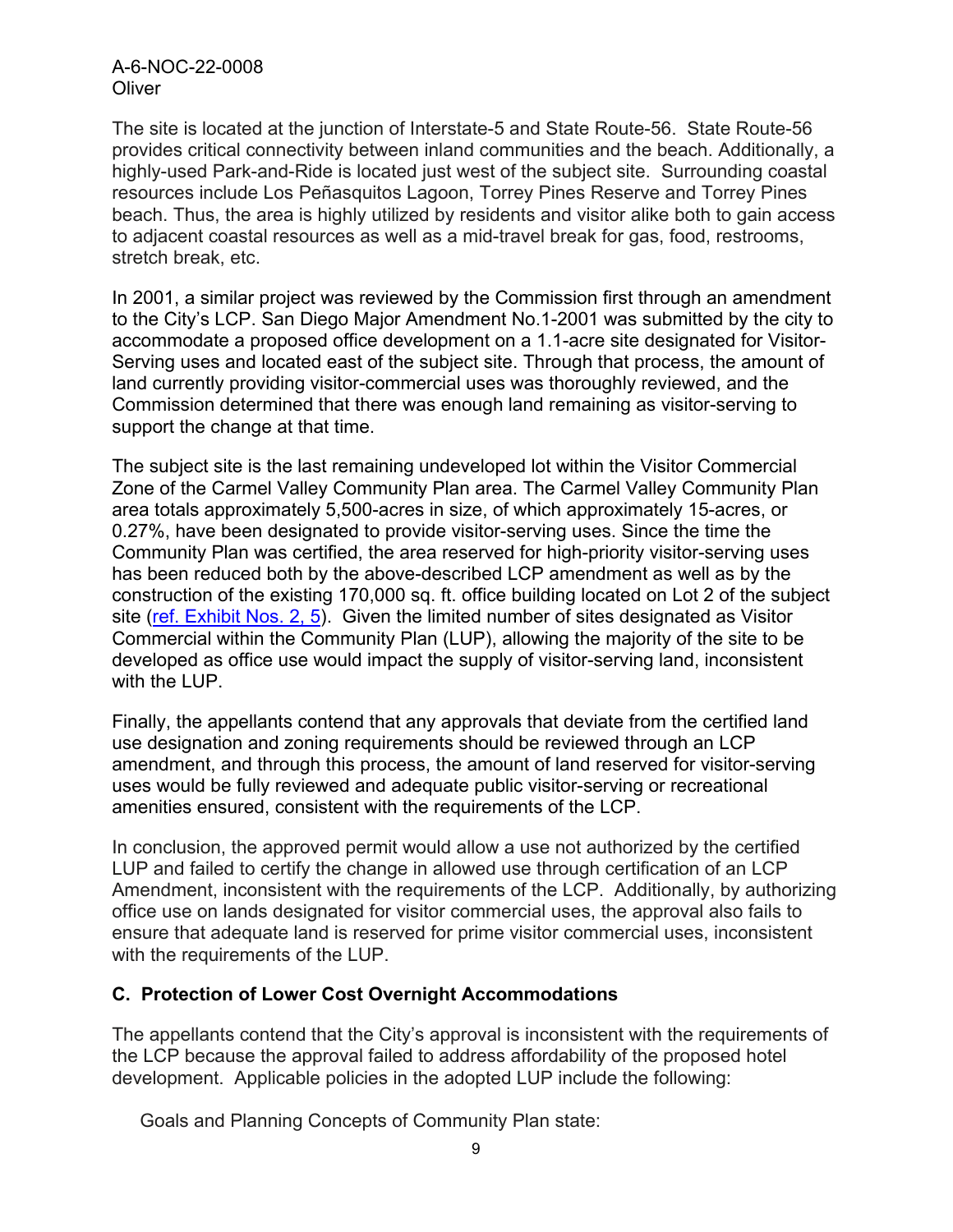The site is located at the junction of Interstate-5 and State Route-56. State Route-56 provides critical connectivity between inland communities and the beach. Additionally, a highly-used Park-and-Ride is located just west of the subject site. Surrounding coastal resources include Los Peñasquitos Lagoon, Torrey Pines Reserve and Torrey Pines beach. Thus, the area is highly utilized by residents and visitor alike both to gain access to adjacent coastal resources as well as a mid-travel break for gas, food, restrooms, stretch break, etc.

In 2001, a similar project was reviewed by the Commission first through an amendment to the City's LCP. San Diego Major Amendment No.1-2001 was submitted by the city to accommodate a proposed office development on a 1.1-acre site designated for Visitor-Serving uses and located east of the subject site. Through that process, the amount of land currently providing visitor-commercial uses was thoroughly reviewed, and the Commission determined that there was enough land remaining as visitor-serving to support the change at that time.

The subject site is the last remaining undeveloped lot within the Visitor Commercial Zone of the Carmel Valley Community Plan area. The Carmel Valley Community Plan area totals approximately 5,500-acres in size, of which approximately 15-acres, or 0.27%, have been designated to provide visitor-serving uses. Since the time the Community Plan was certified, the area reserved for high-priority visitor-serving uses has been reduced both by the above-described LCP amendment as well as by the construction of the existing 170,000 sq. ft. office building located on Lot 2 of the subject site (ref. Exhibit Nos. 2, 5). Given the limited number of sites designated as Visitor Commercial within the Community Plan (LUP), allowing the majority of the site to be developed as office use would impact the supply of visitor-serving land, inconsistent with the LUP.

Finally, the appellants contend that any approvals that deviate from the certified land use designation and zoning requirements should be reviewed through an LCP amendment, and through this process, the amount of land reserved for visitor-serving uses would be fully reviewed and adequate public visitor-serving or recreational amenities ensured, consistent with the requirements of the LCP.

In conclusion, the approved permit would allow a use not authorized by the certified LUP and failed to certify the change in allowed use through certification of an LCP Amendment, inconsistent with the requirements of the LCP. Additionally, by authorizing office use on lands designated for visitor commercial uses, the approval also fails to ensure that adequate land is reserved for prime visitor commercial uses, inconsistent with the requirements of the LUP.

## C. Protection of Lower Cost Overnight Accommodations

The appellants contend that the City's approval is inconsistent with the requirements of the LCP because the approval failed to address affordability of the proposed hotel development. Applicable policies in the adopted LUP include the following:

Goals and Planning Concepts of Community Plan state: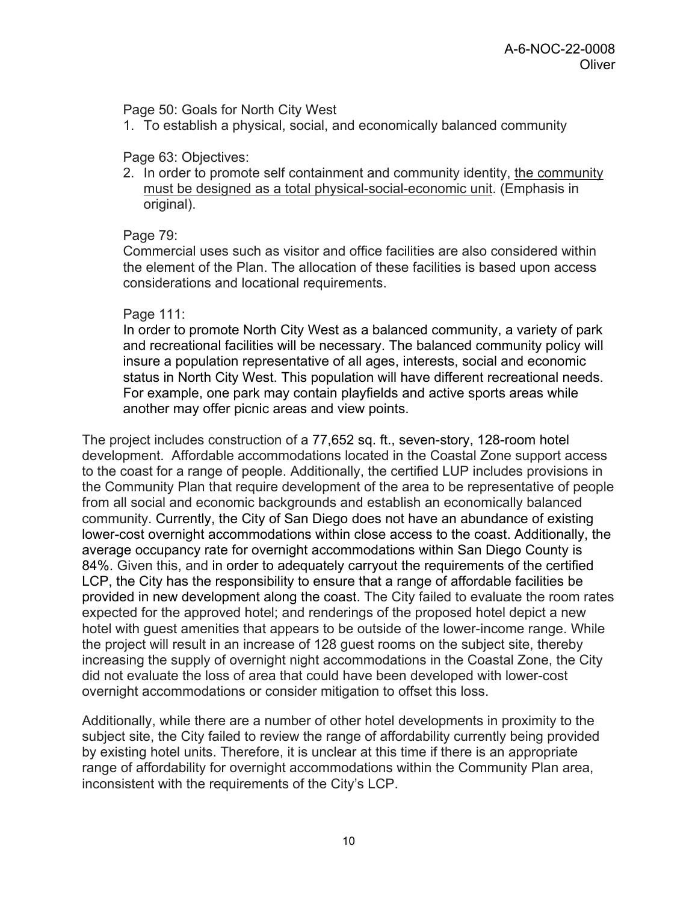Page 50: Goals for North City West

1. To establish a physical, social, and economically balanced community

Page 63: Objectives:

2. In order to promote self containment and community identity, <u>the community must be designed as a total physical-social-economic unit</u>. (Emphasis in original).

Page 79:

Commercial uses such as visitor and office facilities are also considered within the element of the Plan. The allocation of these facilities is based upon access considerations and locational requirements.

Page 111:

In order to promote North City West as a balanced community, a variety of park and recreational facilities will be necessary. The balanced community policy will insure a population representative of all ages, interests, social and economic status in North City West. This population will have different recreational needs. For example, one park may contain playfields and active sports areas while another may offer picnic areas and view points.

The project includes construction of a 77,652 sq. ft., seven-story, 128-room hotel development. Affordable accommodations located in the Coastal Zone support access to the coast for a range of people. Additionally, the certified LUP includes provisions in the Community Plan that require development of the area to be representative of people from all social and economic backgrounds and establish an economically balanced community. Currently, the City of San Diego does not have an abundance of existing lower-cost overnight accommodations within close access to the coast. Additionally, the average occupancy rate for overnight accommodations within San Diego County is 84%. Given this, and in order to adequately carryout the requirements of the certified LCP, the City has the responsibility to ensure that a range of affordable facilities be provided in new development along the coast. The City failed to evaluate the room rates expected for the approved hotel; and renderings of the proposed hotel depict a new hotel with guest amenities that appears to be outside of the lower-income range. While the project will result in an increase of 128 guest rooms on the subject site, thereby increasing the supply of overnight night accommodations in the Coastal Zone, the City did not evaluate the loss of area that could have been developed with lower-cost overnight accommodations or consider mitigation to offset this loss.

Additionally, while there are a number of other hotel developments in proximity to the subject site, the City failed to review the range of affordability currently being provided by existing hotel units. Therefore, it is unclear at this time if there is an appropriate range of affordability for overnight accommodations within the Community Plan area, inconsistent with the requirements of the City's LCP.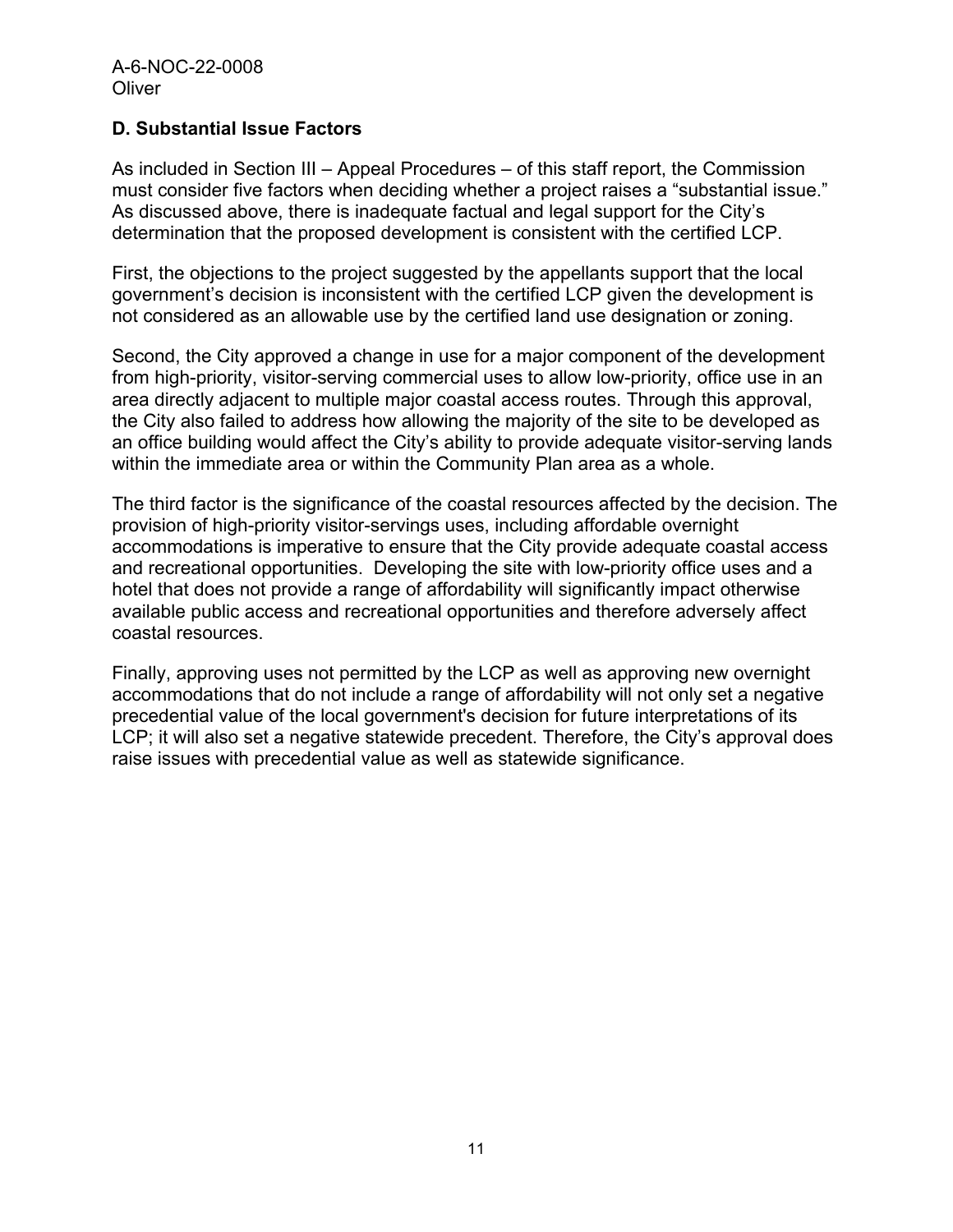### D. Substantial Issue Factors

As included in Section III – Appeal Procedures – of this staff report, the Commission must consider five factors when deciding whether a project raises a "substantial issue." As discussed above, there is inadequate factual and legal support for the City's determination that the proposed development is consistent with the certified LCP.

First, the objections to the project suggested by the appellants support that the local government's decision is inconsistent with the certified LCP given the development is not considered as an allowable use by the certified land use designation or zoning.

Second, the City approved a change in use for a major component of the development from high-priority, visitor-serving commercial uses to allow low-priority, office use in an area directly adjacent to multiple major coastal access routes. Through this approval, the City also failed to address how allowing the majority of the site to be developed as an office building would affect the City's ability to provide adequate visitor-serving lands within the immediate area or within the Community Plan area as a whole.

The third factor is the significance of the coastal resources affected by the decision. The provision of high-priority visitor-servings uses, including affordable overnight accommodations is imperative to ensure that the City provide adequate coastal access and recreational opportunities. Developing the site with low-priority office uses and a hotel that does not provide a range of affordability will significantly impact otherwise available public access and recreational opportunities and therefore adversely affect coastal resources.

Finally, approving uses not permitted by the LCP as well as approving new overnight accommodations that do not include a range of affordability will not only set a negative precedential value of the local government's decision for future interpretations of its LCP; it will also set a negative statewide precedent. Therefore, the City's approval does raise issues with precedential value as well as statewide significance.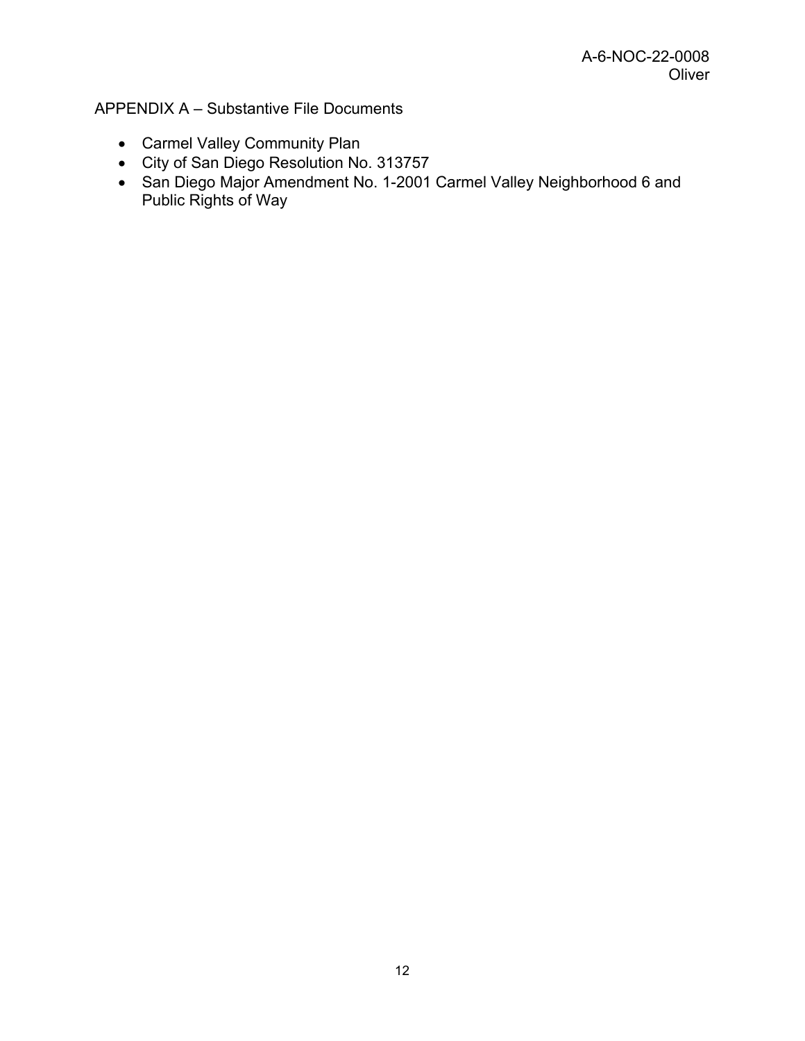APPENDIX A – Substantive File Documents

- Carmel Valley Community Plan
- City of San Diego Resolution No. 313757
- San Diego Major Amendment No. 1-2001 Carmel Valley Neighborhood 6 and Public Rights of Way